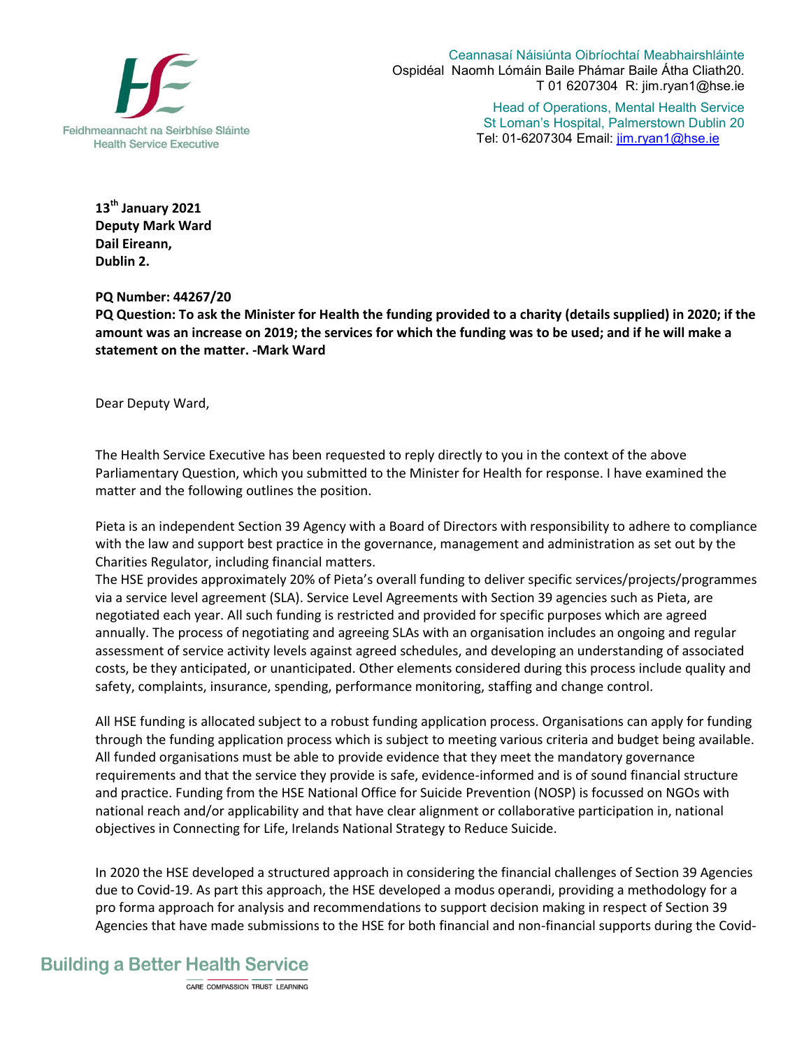Feidhmeannacht na Seirbhíse Sláinte
Health Service Executive

Ceannasaí Náisiúnta Oibríochtaí Meabhairshláinte
Ospidéal Naomh Lómáin Baile Phámar Baile Átha Cliath20.
T 01 6207304 R: jim.ryan1@hse.ie

Head of Operations, Mental Health Service
St Loman's Hospital, Palmerstown Dublin 20
Tel: 01-6207304 Email: jim.ryan1@hse.ie

**13th January 2021**
**Deputy Mark Ward**
**Dail Eireann,**
**Dublin 2.**

**PQ Number: 44267/20**
**PQ Question: To ask the Minister for Health the funding provided to a charity (details supplied) in 2020; if the amount was an increase on 2019; the services for which the funding was to be used; and if he will make a statement on the matter. -Mark Ward**

Dear Deputy Ward,

The Health Service Executive has been requested to reply directly to you in the context of the above Parliamentary Question, which you submitted to the Minister for Health for response. I have examined the matter and the following outlines the position.

Pieta is an independent Section 39 Agency with a Board of Directors with responsibility to adhere to compliance with the law and support best practice in the governance, management and administration as set out by the Charities Regulator, including financial matters.
The HSE provides approximately 20% of Pieta's overall funding to deliver specific services/projects/programmes via a service level agreement (SLA). Service Level Agreements with Section 39 agencies such as Pieta, are negotiated each year. All such funding is restricted and provided for specific purposes which are agreed annually. The process of negotiating and agreeing SLAs with an organisation includes an ongoing and regular assessment of service activity levels against agreed schedules, and developing an understanding of associated costs, be they anticipated, or unanticipated. Other elements considered during this process include quality and safety, complaints, insurance, spending, performance monitoring, staffing and change control.

All HSE funding is allocated subject to a robust funding application process. Organisations can apply for funding through the funding application process which is subject to meeting various criteria and budget being available. All funded organisations must be able to provide evidence that they meet the mandatory governance requirements and that the service they provide is safe, evidence-informed and is of sound financial structure and practice. Funding from the HSE National Office for Suicide Prevention (NOSP) is focussed on NGOs with national reach and/or applicability and that have clear alignment or collaborative participation in, national objectives in Connecting for Life, Irelands National Strategy to Reduce Suicide.

In 2020 the HSE developed a structured approach in considering the financial challenges of Section 39 Agencies due to Covid-19. As part this approach, the HSE developed a modus operandi, providing a methodology for a pro forma approach for analysis and recommendations to support decision making in respect of Section 39 Agencies that have made submissions to the HSE for both financial and non-financial supports during the Covid-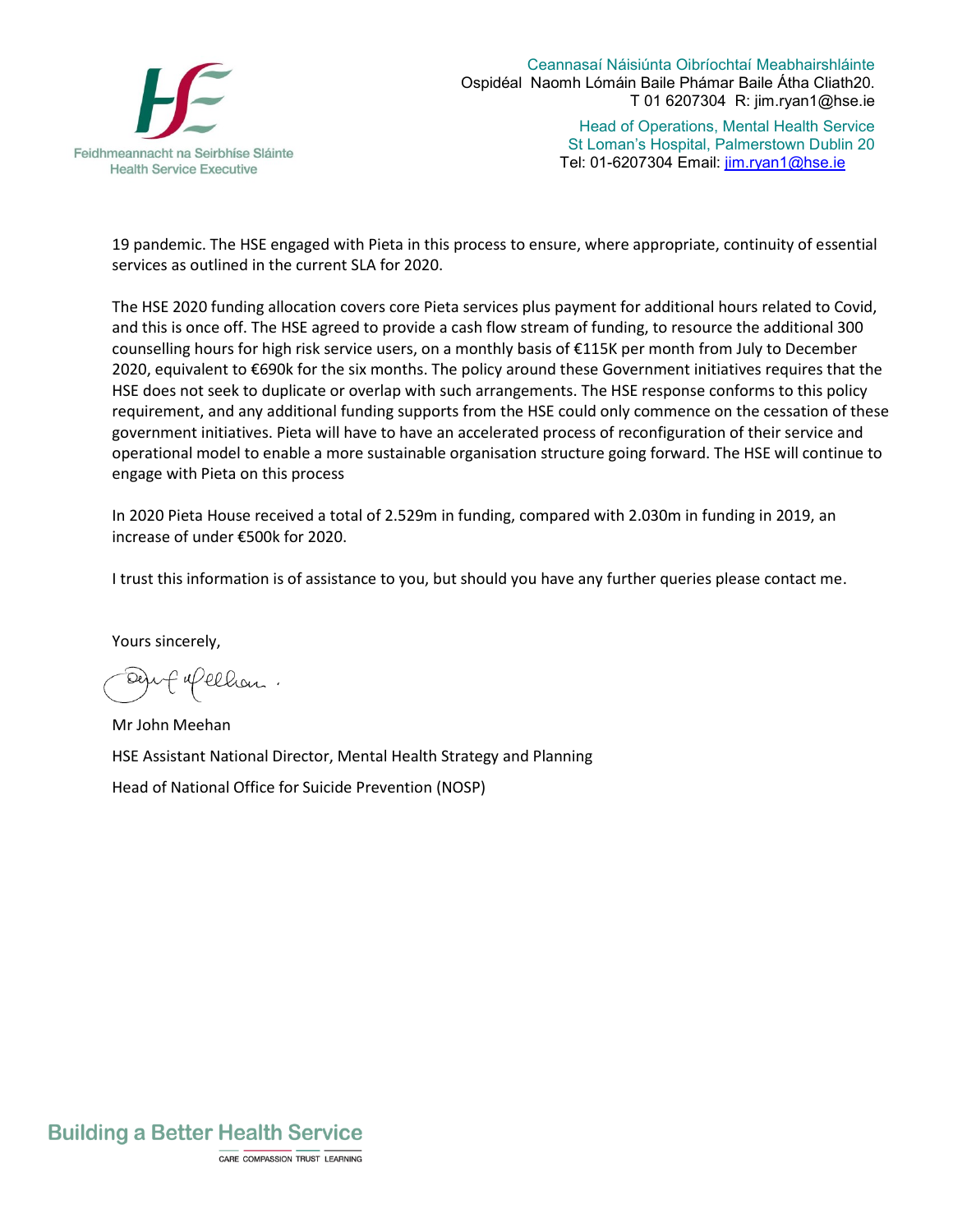Ceannasaí Náisiúnta Oibríochtaí Meabhairshláinte
Ospidéal Naomh Lómáin Baile Phámar Baile Átha Cliath20.
T 01 6207304 R: jim.ryan1@hse.ie

Head of Operations, Mental Health Service
St Loman's Hospital, Palmerstown Dublin 20
Tel: 01-6207304 Email: jim.ryan1@hse.ie

19 pandemic. The HSE engaged with Pieta in this process to ensure, where appropriate, continuity of essential services as outlined in the current SLA for 2020.

The HSE 2020 funding allocation covers core Pieta services plus payment for additional hours related to Covid, and this is once off. The HSE agreed to provide a cash flow stream of funding, to resource the additional 300 counselling hours for high risk service users, on a monthly basis of €115K per month from July to December 2020, equivalent to €690k for the six months. The policy around these Government initiatives requires that the HSE does not seek to duplicate or overlap with such arrangements. The HSE response conforms to this policy requirement, and any additional funding supports from the HSE could only commence on the cessation of these government initiatives. Pieta will have to have an accelerated process of reconfiguration of their service and operational model to enable a more sustainable organisation structure going forward. The HSE will continue to engage with Pieta on this process

In 2020 Pieta House received a total of 2.529m in funding, compared with 2.030m in funding in 2019, an increase of under €500k for 2020.

I trust this information is of assistance to you, but should you have any further queries please contact me.

Yours sincerely,

Mr John Meehan

HSE Assistant National Director, Mental Health Strategy and Planning

Head of National Office for Suicide Prevention (NOSP)